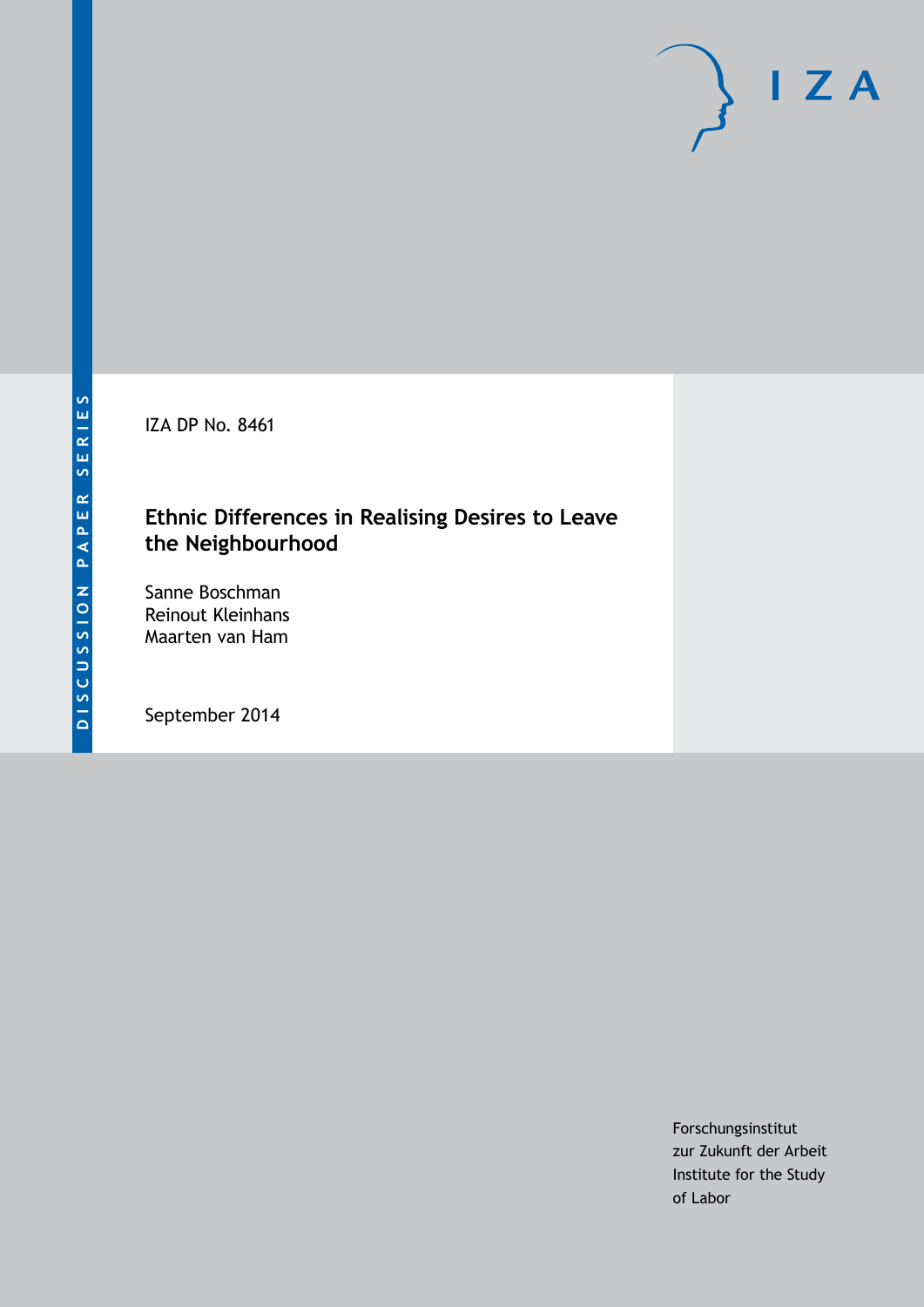DISCUSSION PAPER SERIES

IZA

IZA DP No. 8461

# Ethnic Differences in Realising Desires to Leave the Neighbourhood

Sanne Boschman
Reinout Kleinhans
Maarten van Ham

September 2014

Forschungsinstitut
zur Zukunft der Arbeit
Institute for the Study
of Labor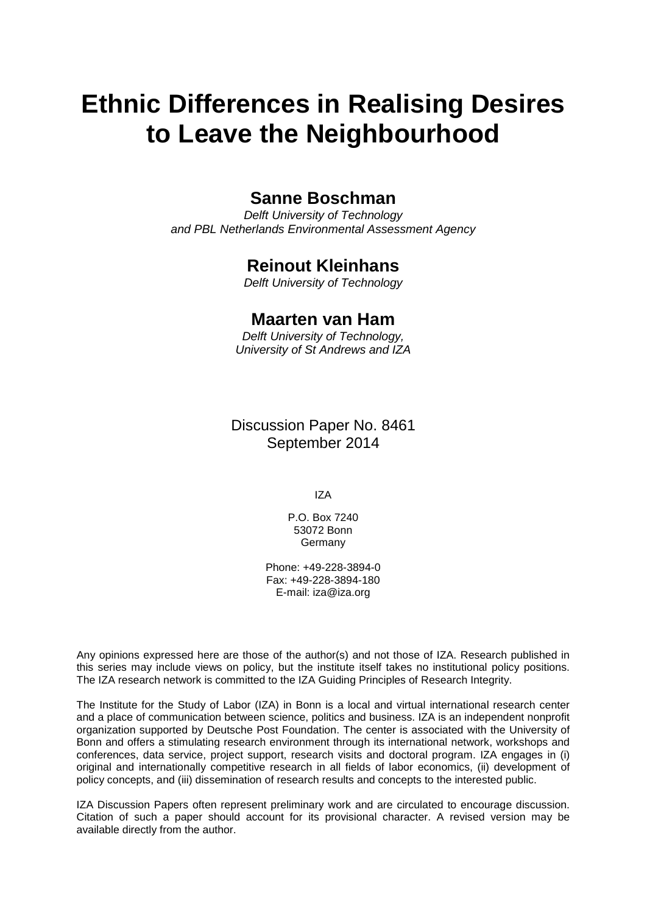# Ethnic Differences in Realising Desires to Leave the Neighbourhood

## Sanne Boschman

*Delft University of Technology*
*and PBL Netherlands Environmental Assessment Agency*

## Reinout Kleinhans

*Delft University of Technology*

## Maarten van Ham

*Delft University of Technology,*
*University of St Andrews and IZA*

Discussion Paper No. 8461
September 2014

IZA

P.O. Box 7240
53072 Bonn
Germany

Phone: +49-228-3894-0
Fax: +49-228-3894-180
E-mail: iza@iza.org

Any opinions expressed here are those of the author(s) and not those of IZA. Research published in this series may include views on policy, but the institute itself takes no institutional policy positions. The IZA research network is committed to the IZA Guiding Principles of Research Integrity.

The Institute for the Study of Labor (IZA) in Bonn is a local and virtual international research center and a place of communication between science, politics and business. IZA is an independent nonprofit organization supported by Deutsche Post Foundation. The center is associated with the University of Bonn and offers a stimulating research environment through its international network, workshops and conferences, data service, project support, research visits and doctoral program. IZA engages in (i) original and internationally competitive research in all fields of labor economics, (ii) development of policy concepts, and (iii) dissemination of research results and concepts to the interested public.

IZA Discussion Papers often represent preliminary work and are circulated to encourage discussion. Citation of such a paper should account for its provisional character. A revised version may be available directly from the author.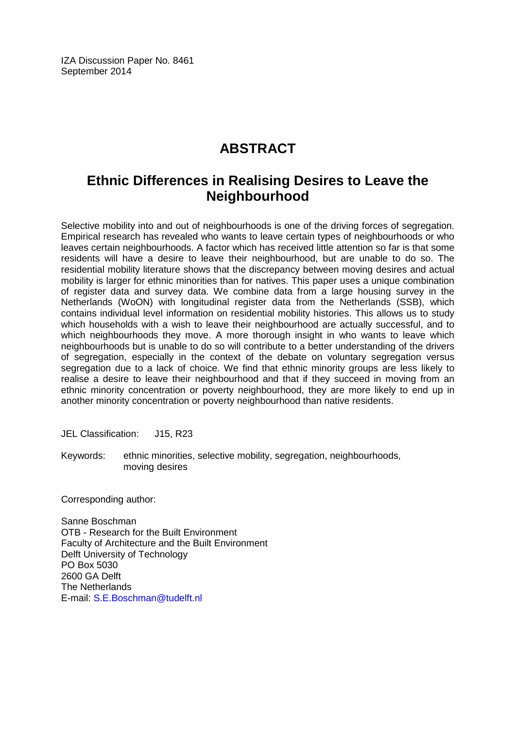IZA Discussion Paper No. 8461
September 2014

# ABSTRACT

## Ethnic Differences in Realising Desires to Leave the Neighbourhood

Selective mobility into and out of neighbourhoods is one of the driving forces of segregation. Empirical research has revealed who wants to leave certain types of neighbourhoods or who leaves certain neighbourhoods. A factor which has received little attention so far is that some residents will have a desire to leave their neighbourhood, but are unable to do so. The residential mobility literature shows that the discrepancy between moving desires and actual mobility is larger for ethnic minorities than for natives. This paper uses a unique combination of register data and survey data. We combine data from a large housing survey in the Netherlands (WoON) with longitudinal register data from the Netherlands (SSB), which contains individual level information on residential mobility histories. This allows us to study which households with a wish to leave their neighbourhood are actually successful, and to which neighbourhoods they move. A more thorough insight in who wants to leave which neighbourhoods but is unable to do so will contribute to a better understanding of the drivers of segregation, especially in the context of the debate on voluntary segregation versus segregation due to a lack of choice. We find that ethnic minority groups are less likely to realise a desire to leave their neighbourhood and that if they succeed in moving from an ethnic minority concentration or poverty neighbourhood, they are more likely to end up in another minority concentration or poverty neighbourhood than native residents.

JEL Classification: J15, R23

Keywords: ethnic minorities, selective mobility, segregation, neighbourhoods, moving desires

Corresponding author:

Sanne Boschman
OTB - Research for the Built Environment
Faculty of Architecture and the Built Environment
Delft University of Technology
PO Box 5030
2600 GA Delft
The Netherlands
E-mail: S.E.Boschman@tudelft.nl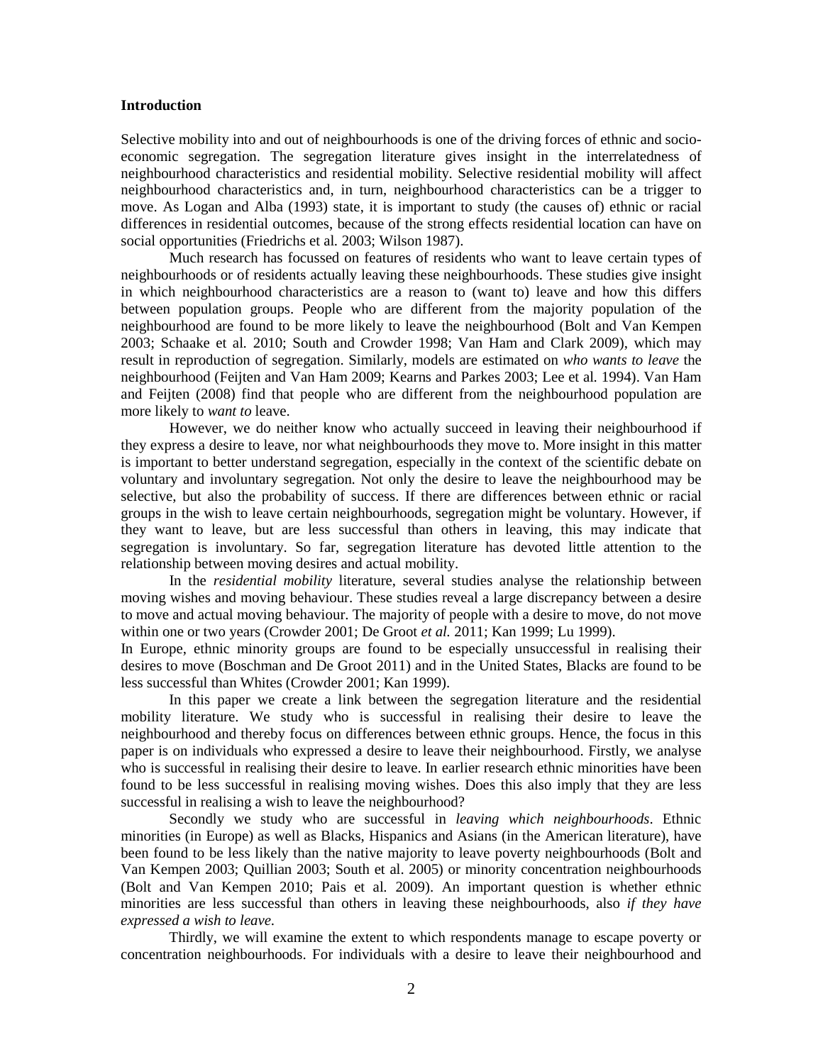**Introduction**

Selective mobility into and out of neighbourhoods is one of the driving forces of ethnic and socio-economic segregation. The segregation literature gives insight in the interrelatedness of neighbourhood characteristics and residential mobility. Selective residential mobility will affect neighbourhood characteristics and, in turn, neighbourhood characteristics can be a trigger to move. As Logan and Alba (1993) state, it is important to study (the causes of) ethnic or racial differences in residential outcomes, because of the strong effects residential location can have on social opportunities (Friedrichs et al*.* 2003; Wilson 1987).

Much research has focussed on features of residents who want to leave certain types of neighbourhoods or of residents actually leaving these neighbourhoods. These studies give insight in which neighbourhood characteristics are a reason to (want to) leave and how this differs between population groups. People who are different from the majority population of the neighbourhood are found to be more likely to leave the neighbourhood (Bolt and Van Kempen 2003; Schaake et al*.* 2010; South and Crowder 1998; Van Ham and Clark 2009), which may result in reproduction of segregation. Similarly, models are estimated on *who wants to leave* the neighbourhood (Feijten and Van Ham 2009; Kearns and Parkes 2003; Lee et al*.* 1994). Van Ham and Feijten (2008) find that people who are different from the neighbourhood population are more likely to *want to* leave.

However, we do neither know who actually succeed in leaving their neighbourhood if they express a desire to leave, nor what neighbourhoods they move to. More insight in this matter is important to better understand segregation, especially in the context of the scientific debate on voluntary and involuntary segregation. Not only the desire to leave the neighbourhood may be selective, but also the probability of success. If there are differences between ethnic or racial groups in the wish to leave certain neighbourhoods, segregation might be voluntary. However, if they want to leave, but are less successful than others in leaving, this may indicate that segregation is involuntary. So far, segregation literature has devoted little attention to the relationship between moving desires and actual mobility.

In the *residential mobility* literature, several studies analyse the relationship between moving wishes and moving behaviour. These studies reveal a large discrepancy between a desire to move and actual moving behaviour. The majority of people with a desire to move, do not move within one or two years (Crowder 2001; De Groot *et al.* 2011; Kan 1999; Lu 1999).

In Europe, ethnic minority groups are found to be especially unsuccessful in realising their desires to move (Boschman and De Groot 2011) and in the United States, Blacks are found to be less successful than Whites (Crowder 2001; Kan 1999).

In this paper we create a link between the segregation literature and the residential mobility literature. We study who is successful in realising their desire to leave the neighbourhood and thereby focus on differences between ethnic groups. Hence, the focus in this paper is on individuals who expressed a desire to leave their neighbourhood. Firstly, we analyse who is successful in realising their desire to leave. In earlier research ethnic minorities have been found to be less successful in realising moving wishes. Does this also imply that they are less successful in realising a wish to leave the neighbourhood?

Secondly we study who are successful in *leaving which neighbourhoods*. Ethnic minorities (in Europe) as well as Blacks, Hispanics and Asians (in the American literature), have been found to be less likely than the native majority to leave poverty neighbourhoods (Bolt and Van Kempen 2003; Quillian 2003; South et al*.* 2005) or minority concentration neighbourhoods (Bolt and Van Kempen 2010; Pais et al*.* 2009). An important question is whether ethnic minorities are less successful than others in leaving these neighbourhoods, also *if they have expressed a wish to leave.*

Thirdly, we will examine the extent to which respondents manage to escape poverty or concentration neighbourhoods. For individuals with a desire to leave their neighbourhood and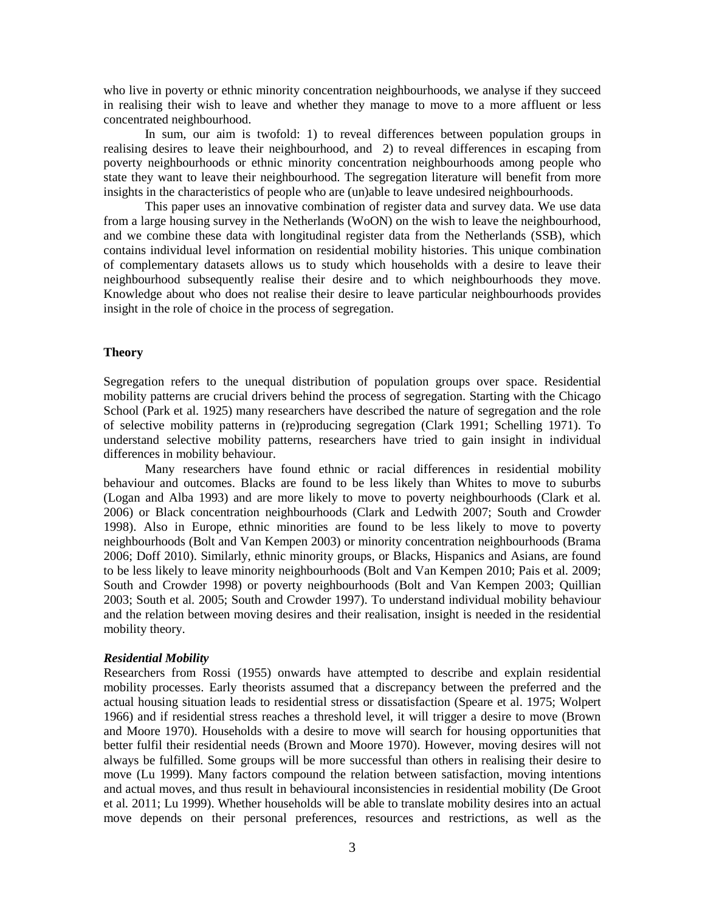who live in poverty or ethnic minority concentration neighbourhoods, we analyse if they succeed in realising their wish to leave and whether they manage to move to a more affluent or less concentrated neighbourhood.

In sum, our aim is twofold: 1) to reveal differences between population groups in realising desires to leave their neighbourhood, and 2) to reveal differences in escaping from poverty neighbourhoods or ethnic minority concentration neighbourhoods among people who state they want to leave their neighbourhood. The segregation literature will benefit from more insights in the characteristics of people who are (un)able to leave undesired neighbourhoods.

This paper uses an innovative combination of register data and survey data. We use data from a large housing survey in the Netherlands (WoON) on the wish to leave the neighbourhood, and we combine these data with longitudinal register data from the Netherlands (SSB), which contains individual level information on residential mobility histories. This unique combination of complementary datasets allows us to study which households with a desire to leave their neighbourhood subsequently realise their desire and to which neighbourhoods they move. Knowledge about who does not realise their desire to leave particular neighbourhoods provides insight in the role of choice in the process of segregation.

## Theory

Segregation refers to the unequal distribution of population groups over space. Residential mobility patterns are crucial drivers behind the process of segregation. Starting with the Chicago School (Park et al. 1925) many researchers have described the nature of segregation and the role of selective mobility patterns in (re)producing segregation (Clark 1991; Schelling 1971). To understand selective mobility patterns, researchers have tried to gain insight in individual differences in mobility behaviour.

Many researchers have found ethnic or racial differences in residential mobility behaviour and outcomes. Blacks are found to be less likely than Whites to move to suburbs (Logan and Alba 1993) and are more likely to move to poverty neighbourhoods (Clark et al. 2006) or Black concentration neighbourhoods (Clark and Ledwith 2007; South and Crowder 1998). Also in Europe, ethnic minorities are found to be less likely to move to poverty neighbourhoods (Bolt and Van Kempen 2003) or minority concentration neighbourhoods (Brama 2006; Doff 2010). Similarly, ethnic minority groups, or Blacks, Hispanics and Asians, are found to be less likely to leave minority neighbourhoods (Bolt and Van Kempen 2010; Pais et al. 2009; South and Crowder 1998) or poverty neighbourhoods (Bolt and Van Kempen 2003; Quillian 2003; South et al. 2005; South and Crowder 1997). To understand individual mobility behaviour and the relation between moving desires and their realisation, insight is needed in the residential mobility theory.

### *Residential Mobility*

Researchers from Rossi (1955) onwards have attempted to describe and explain residential mobility processes. Early theorists assumed that a discrepancy between the preferred and the actual housing situation leads to residential stress or dissatisfaction (Speare et al. 1975; Wolpert 1966) and if residential stress reaches a threshold level, it will trigger a desire to move (Brown and Moore 1970). Households with a desire to move will search for housing opportunities that better fulfil their residential needs (Brown and Moore 1970). However, moving desires will not always be fulfilled. Some groups will be more successful than others in realising their desire to move (Lu 1999). Many factors compound the relation between satisfaction, moving intentions and actual moves, and thus result in behavioural inconsistencies in residential mobility (De Groot et al. 2011; Lu 1999). Whether households will be able to translate mobility desires into an actual move depends on their personal preferences, resources and restrictions, as well as the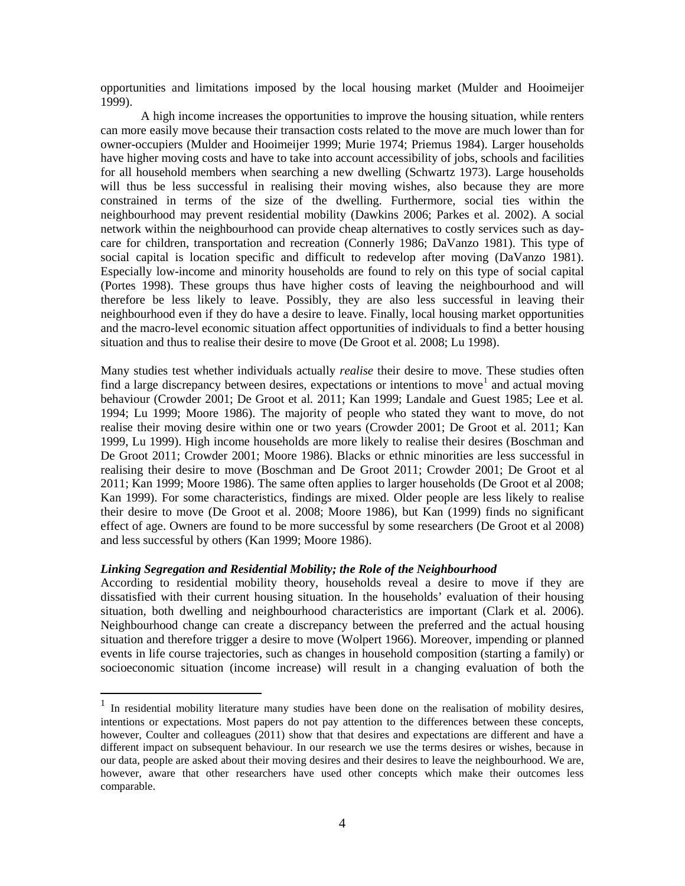opportunities and limitations imposed by the local housing market (Mulder and Hooimeijer 1999).

A high income increases the opportunities to improve the housing situation, while renters can more easily move because their transaction costs related to the move are much lower than for owner-occupiers (Mulder and Hooimeijer 1999; Murie 1974; Priemus 1984). Larger households have higher moving costs and have to take into account accessibility of jobs, schools and facilities for all household members when searching a new dwelling (Schwartz 1973). Large households will thus be less successful in realising their moving wishes, also because they are more constrained in terms of the size of the dwelling. Furthermore, social ties within the neighbourhood may prevent residential mobility (Dawkins 2006; Parkes et al. 2002). A social network within the neighbourhood can provide cheap alternatives to costly services such as day-care for children, transportation and recreation (Connerly 1986; DaVanzo 1981). This type of social capital is location specific and difficult to redevelop after moving (DaVanzo 1981). Especially low-income and minority households are found to rely on this type of social capital (Portes 1998). These groups thus have higher costs of leaving the neighbourhood and will therefore be less likely to leave. Possibly, they are also less successful in leaving their neighbourhood even if they do have a desire to leave. Finally, local housing market opportunities and the macro-level economic situation affect opportunities of individuals to find a better housing situation and thus to realise their desire to move (De Groot et al. 2008; Lu 1998).

Many studies test whether individuals actually *realise* their desire to move. These studies often find a large discrepancy between desires, expectations or intentions to move[1] and actual moving behaviour (Crowder 2001; De Groot et al. 2011; Kan 1999; Landale and Guest 1985; Lee et al. 1994; Lu 1999; Moore 1986). The majority of people who stated they want to move, do not realise their moving desire within one or two years (Crowder 2001; De Groot et al. 2011; Kan 1999, Lu 1999). High income households are more likely to realise their desires (Boschman and De Groot 2011; Crowder 2001; Moore 1986). Blacks or ethnic minorities are less successful in realising their desire to move (Boschman and De Groot 2011; Crowder 2001; De Groot et al 2011; Kan 1999; Moore 1986). The same often applies to larger households (De Groot et al 2008; Kan 1999). For some characteristics, findings are mixed. Older people are less likely to realise their desire to move (De Groot et al. 2008; Moore 1986), but Kan (1999) finds no significant effect of age. Owners are found to be more successful by some researchers (De Groot et al 2008) and less successful by others (Kan 1999; Moore 1986).

### *Linking Segregation and Residential Mobility; the Role of the Neighbourhood*

According to residential mobility theory, households reveal a desire to move if they are dissatisfied with their current housing situation. In the households' evaluation of their housing situation, both dwelling and neighbourhood characteristics are important (Clark et al. 2006). Neighbourhood change can create a discrepancy between the preferred and the actual housing situation and therefore trigger a desire to move (Wolpert 1966). Moreover, impending or planned events in life course trajectories, such as changes in household composition (starting a family) or socioeconomic situation (income increase) will result in a changing evaluation of both the

---

[1] In residential mobility literature many studies have been done on the realisation of mobility desires, intentions or expectations. Most papers do not pay attention to the differences between these concepts, however, Coulter and colleagues (2011) show that that desires and expectations are different and have a different impact on subsequent behaviour. In our research we use the terms desires or wishes, because in our data, people are asked about their moving desires and their desires to leave the neighbourhood. We are, however, aware that other researchers have used other concepts which make their outcomes less comparable.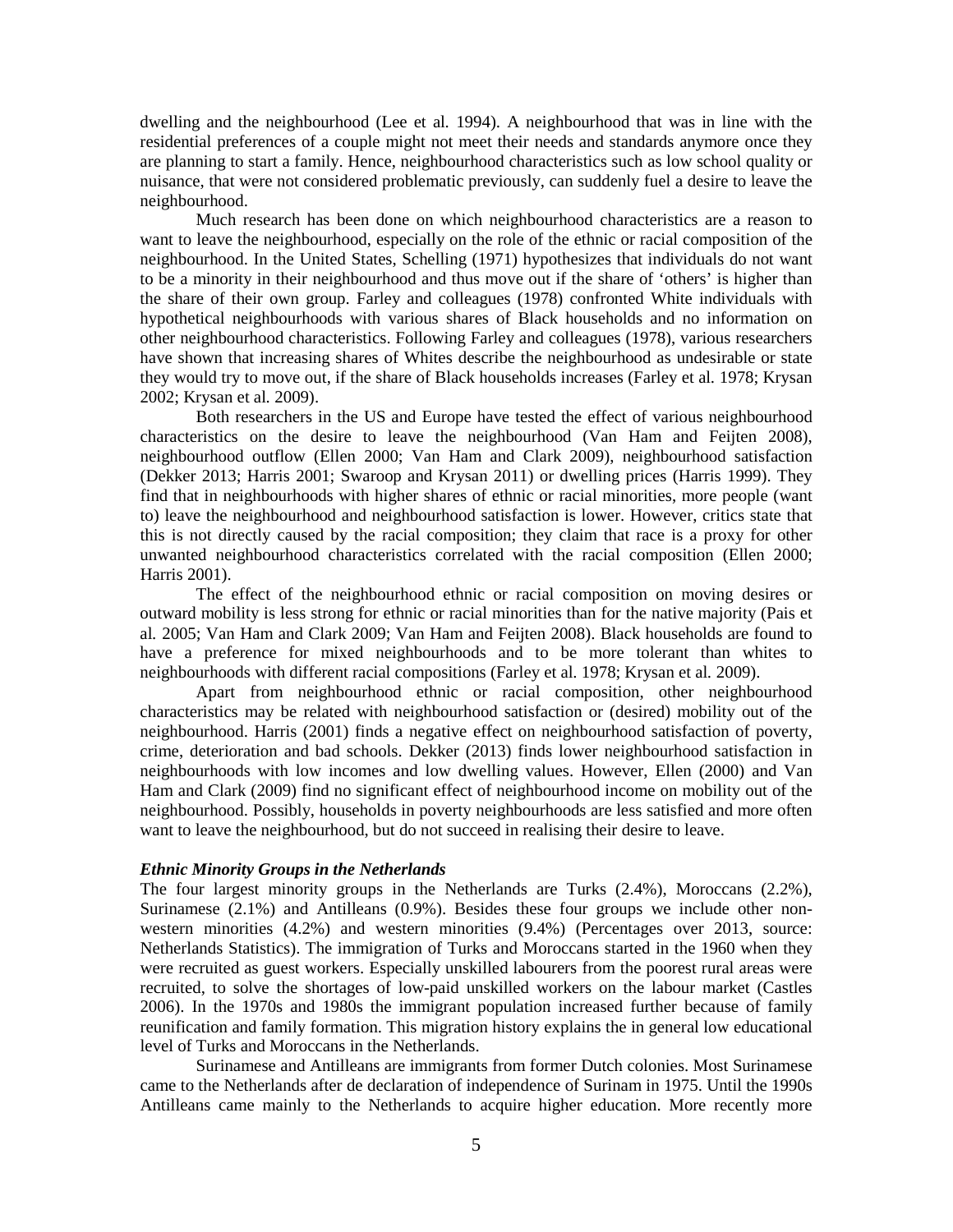dwelling and the neighbourhood (Lee et al. 1994). A neighbourhood that was in line with the residential preferences of a couple might not meet their needs and standards anymore once they are planning to start a family. Hence, neighbourhood characteristics such as low school quality or nuisance, that were not considered problematic previously, can suddenly fuel a desire to leave the neighbourhood.

Much research has been done on which neighbourhood characteristics are a reason to want to leave the neighbourhood, especially on the role of the ethnic or racial composition of the neighbourhood. In the United States, Schelling (1971) hypothesizes that individuals do not want to be a minority in their neighbourhood and thus move out if the share of 'others' is higher than the share of their own group. Farley and colleagues (1978) confronted White individuals with hypothetical neighbourhoods with various shares of Black households and no information on other neighbourhood characteristics. Following Farley and colleagues (1978), various researchers have shown that increasing shares of Whites describe the neighbourhood as undesirable or state they would try to move out, if the share of Black households increases (Farley et al. 1978; Krysan 2002; Krysan et al. 2009).

Both researchers in the US and Europe have tested the effect of various neighbourhood characteristics on the desire to leave the neighbourhood (Van Ham and Feijten 2008), neighbourhood outflow (Ellen 2000; Van Ham and Clark 2009), neighbourhood satisfaction (Dekker 2013; Harris 2001; Swaroop and Krysan 2011) or dwelling prices (Harris 1999). They find that in neighbourhoods with higher shares of ethnic or racial minorities, more people (want to) leave the neighbourhood and neighbourhood satisfaction is lower. However, critics state that this is not directly caused by the racial composition; they claim that race is a proxy for other unwanted neighbourhood characteristics correlated with the racial composition (Ellen 2000; Harris 2001).

The effect of the neighbourhood ethnic or racial composition on moving desires or outward mobility is less strong for ethnic or racial minorities than for the native majority (Pais et al. 2005; Van Ham and Clark 2009; Van Ham and Feijten 2008). Black households are found to have a preference for mixed neighbourhoods and to be more tolerant than whites to neighbourhoods with different racial compositions (Farley et al. 1978; Krysan et al. 2009).

Apart from neighbourhood ethnic or racial composition, other neighbourhood characteristics may be related with neighbourhood satisfaction or (desired) mobility out of the neighbourhood. Harris (2001) finds a negative effect on neighbourhood satisfaction of poverty, crime, deterioration and bad schools. Dekker (2013) finds lower neighbourhood satisfaction in neighbourhoods with low incomes and low dwelling values. However, Ellen (2000) and Van Ham and Clark (2009) find no significant effect of neighbourhood income on mobility out of the neighbourhood. Possibly, households in poverty neighbourhoods are less satisfied and more often want to leave the neighbourhood, but do not succeed in realising their desire to leave.

### *Ethnic Minority Groups in the Netherlands*

The four largest minority groups in the Netherlands are Turks (2.4%), Moroccans (2.2%), Surinamese (2.1%) and Antilleans (0.9%). Besides these four groups we include other non-western minorities (4.2%) and western minorities (9.4%) (Percentages over 2013, source: Netherlands Statistics). The immigration of Turks and Moroccans started in the 1960 when they were recruited as guest workers. Especially unskilled labourers from the poorest rural areas were recruited, to solve the shortages of low-paid unskilled workers on the labour market (Castles 2006). In the 1970s and 1980s the immigrant population increased further because of family reunification and family formation. This migration history explains the in general low educational level of Turks and Moroccans in the Netherlands.

Surinamese and Antilleans are immigrants from former Dutch colonies. Most Surinamese came to the Netherlands after de declaration of independence of Surinam in 1975. Until the 1990s Antilleans came mainly to the Netherlands to acquire higher education. More recently more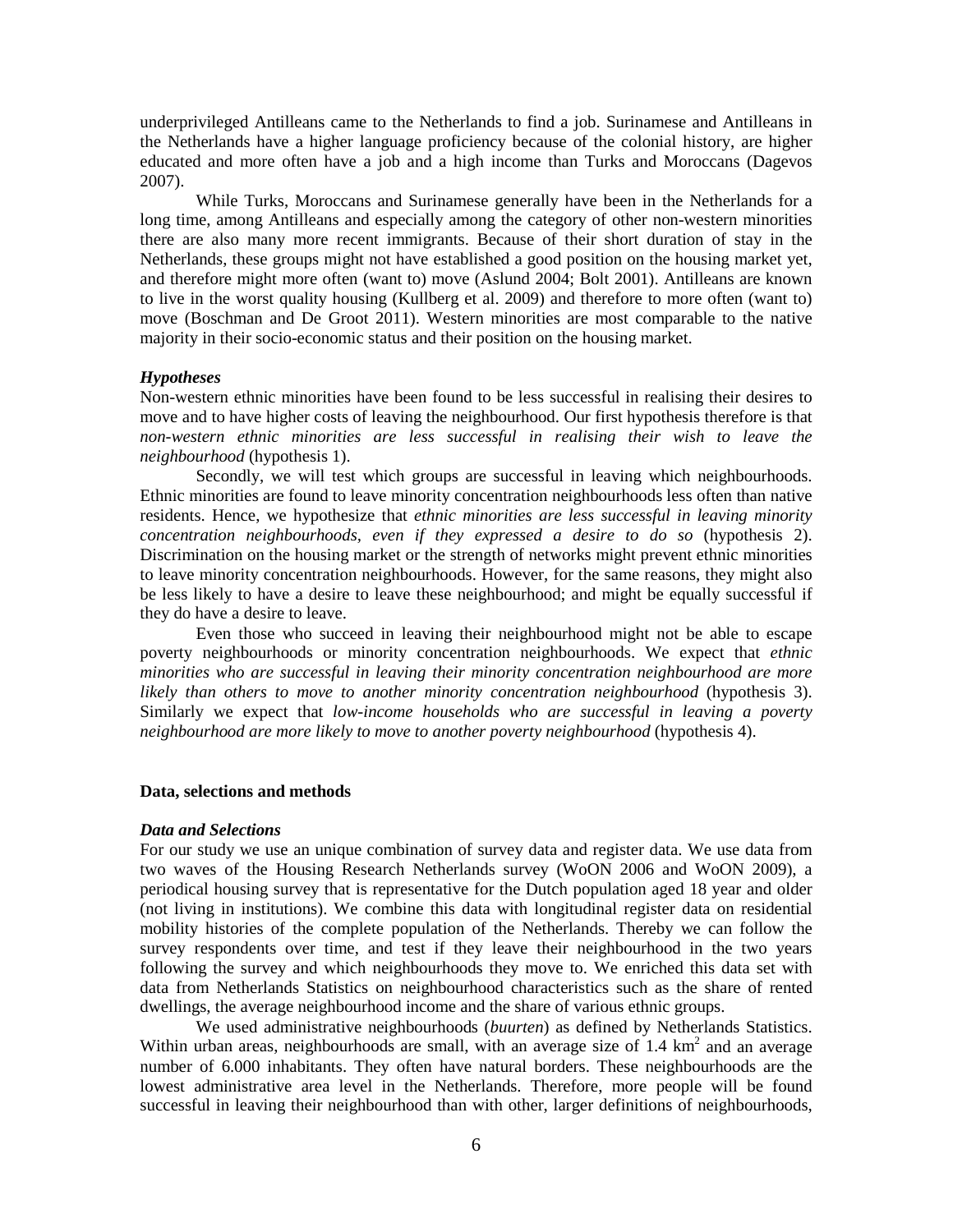underprivileged Antilleans came to the Netherlands to find a job. Surinamese and Antilleans in the Netherlands have a higher language proficiency because of the colonial history, are higher educated and more often have a job and a high income than Turks and Moroccans (Dagevos 2007).

While Turks, Moroccans and Surinamese generally have been in the Netherlands for a long time, among Antilleans and especially among the category of other non-western minorities there are also many more recent immigrants. Because of their short duration of stay in the Netherlands, these groups might not have established a good position on the housing market yet, and therefore might more often (want to) move (Aslund 2004; Bolt 2001). Antilleans are known to live in the worst quality housing (Kullberg et al. 2009) and therefore to more often (want to) move (Boschman and De Groot 2011). Western minorities are most comparable to the native majority in their socio-economic status and their position on the housing market.

### *Hypotheses*

Non-western ethnic minorities have been found to be less successful in realising their desires to move and to have higher costs of leaving the neighbourhood. Our first hypothesis therefore is that *non-western ethnic minorities are less successful in realising their wish to leave the neighbourhood* (hypothesis 1).

Secondly, we will test which groups are successful in leaving which neighbourhoods. Ethnic minorities are found to leave minority concentration neighbourhoods less often than native residents. Hence, we hypothesize that *ethnic minorities are less successful in leaving minority concentration neighbourhoods, even if they expressed a desire to do so* (hypothesis 2). Discrimination on the housing market or the strength of networks might prevent ethnic minorities to leave minority concentration neighbourhoods. However, for the same reasons, they might also be less likely to have a desire to leave these neighbourhood; and might be equally successful if they do have a desire to leave.

Even those who succeed in leaving their neighbourhood might not be able to escape poverty neighbourhoods or minority concentration neighbourhoods. We expect that *ethnic minorities who are successful in leaving their minority concentration neighbourhood are more likely than others to move to another minority concentration neighbourhood* (hypothesis 3). Similarly we expect that *low-income households who are successful in leaving a poverty neighbourhood are more likely to move to another poverty neighbourhood* (hypothesis 4).

## Data, selections and methods

### *Data and Selections*

For our study we use an unique combination of survey data and register data. We use data from two waves of the Housing Research Netherlands survey (WoON 2006 and WoON 2009), a periodical housing survey that is representative for the Dutch population aged 18 year and older (not living in institutions). We combine this data with longitudinal register data on residential mobility histories of the complete population of the Netherlands. Thereby we can follow the survey respondents over time, and test if they leave their neighbourhood in the two years following the survey and which neighbourhoods they move to. We enriched this data set with data from Netherlands Statistics on neighbourhood characteristics such as the share of rented dwellings, the average neighbourhood income and the share of various ethnic groups.

We used administrative neighbourhoods (*buurten*) as defined by Netherlands Statistics. Within urban areas, neighbourhoods are small, with an average size of 1.4 km$^2$ and an average number of 6.000 inhabitants. They often have natural borders. These neighbourhoods are the lowest administrative area level in the Netherlands. Therefore, more people will be found successful in leaving their neighbourhood than with other, larger definitions of neighbourhoods,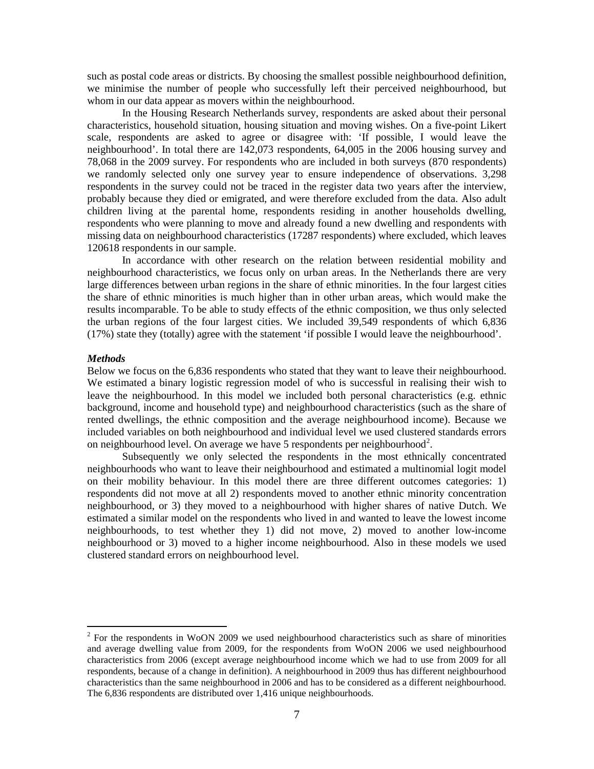such as postal code areas or districts. By choosing the smallest possible neighbourhood definition, we minimise the number of people who successfully left their perceived neighbourhood, but whom in our data appear as movers within the neighbourhood.

In the Housing Research Netherlands survey, respondents are asked about their personal characteristics, household situation, housing situation and moving wishes. On a five-point Likert scale, respondents are asked to agree or disagree with: 'If possible, I would leave the neighbourhood'. In total there are 142,073 respondents, 64,005 in the 2006 housing survey and 78,068 in the 2009 survey. For respondents who are included in both surveys (870 respondents) we randomly selected only one survey year to ensure independence of observations. 3,298 respondents in the survey could not be traced in the register data two years after the interview, probably because they died or emigrated, and were therefore excluded from the data. Also adult children living at the parental home, respondents residing in another households dwelling, respondents who were planning to move and already found a new dwelling and respondents with missing data on neighbourhood characteristics (17287 respondents) where excluded, which leaves 120618 respondents in our sample.

In accordance with other research on the relation between residential mobility and neighbourhood characteristics, we focus only on urban areas. In the Netherlands there are very large differences between urban regions in the share of ethnic minorities. In the four largest cities the share of ethnic minorities is much higher than in other urban areas, which would make the results incomparable. To be able to study effects of the ethnic composition, we thus only selected the urban regions of the four largest cities. We included 39,549 respondents of which 6,836 (17%) state they (totally) agree with the statement 'if possible I would leave the neighbourhood'.

***Methods***

Below we focus on the 6,836 respondents who stated that they want to leave their neighbourhood. We estimated a binary logistic regression model of who is successful in realising their wish to leave the neighbourhood. In this model we included both personal characteristics (e.g. ethnic background, income and household type) and neighbourhood characteristics (such as the share of rented dwellings, the ethnic composition and the average neighbourhood income). Because we included variables on both neighbourhood and individual level we used clustered standards errors on neighbourhood level. On average we have 5 respondents per neighbourhood[2].

Subsequently we only selected the respondents in the most ethnically concentrated neighbourhoods who want to leave their neighbourhood and estimated a multinomial logit model on their mobility behaviour. In this model there are three different outcomes categories: 1) respondents did not move at all 2) respondents moved to another ethnic minority concentration neighbourhood, or 3) they moved to a neighbourhood with higher shares of native Dutch. We estimated a similar model on the respondents who lived in and wanted to leave the lowest income neighbourhoods, to test whether they 1) did not move, 2) moved to another low-income neighbourhood or 3) moved to a higher income neighbourhood. Also in these models we used clustered standard errors on neighbourhood level.

---

[2] For the respondents in WoON 2009 we used neighbourhood characteristics such as share of minorities and average dwelling value from 2009, for the respondents from WoON 2006 we used neighbourhood characteristics from 2006 (except average neighbourhood income which we had to use from 2009 for all respondents, because of a change in definition). A neighbourhood in 2009 thus has different neighbourhood characteristics than the same neighbourhood in 2006 and has to be considered as a different neighbourhood. The 6,836 respondents are distributed over 1,416 unique neighbourhoods.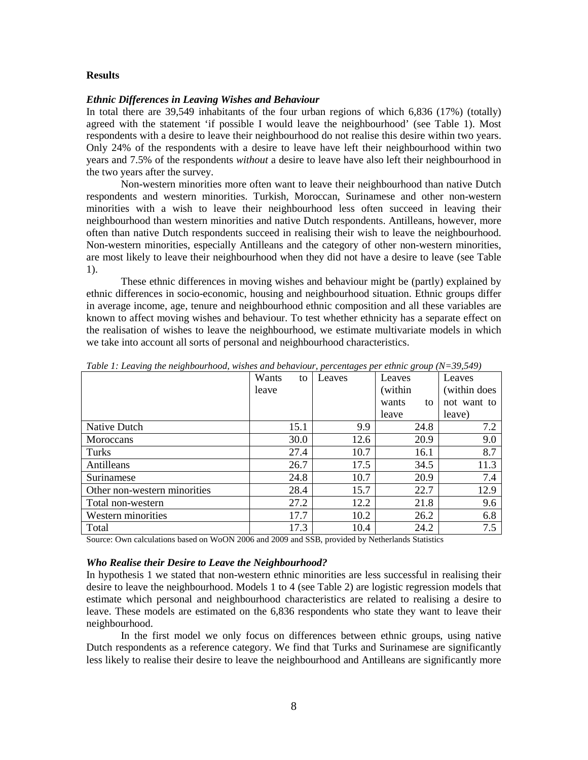**Results**

***Ethnic Differences in Leaving Wishes and Behaviour***

In total there are 39,549 inhabitants of the four urban regions of which 6,836 (17%) (totally) agreed with the statement 'if possible I would leave the neighbourhood' (see Table 1). Most respondents with a desire to leave their neighbourhood do not realise this desire within two years. Only 24% of the respondents with a desire to leave have left their neighbourhood within two years and 7.5% of the respondents *without* a desire to leave have also left their neighbourhood in the two years after the survey.

Non-western minorities more often want to leave their neighbourhood than native Dutch respondents and western minorities. Turkish, Moroccan, Surinamese and other non-western minorities with a wish to leave their neighbourhood less often succeed in leaving their neighbourhood than western minorities and native Dutch respondents. Antilleans, however, more often than native Dutch respondents succeed in realising their wish to leave the neighbourhood. Non-western minorities, especially Antilleans and the category of other non-western minorities, are most likely to leave their neighbourhood when they did not have a desire to leave (see Table 1).

These ethnic differences in moving wishes and behaviour might be (partly) explained by ethnic differences in socio-economic, housing and neighbourhood situation. Ethnic groups differ in average income, age, tenure and neighbourhood ethnic composition and all these variables are known to affect moving wishes and behaviour. To test whether ethnicity has a separate effect on the realisation of wishes to leave the neighbourhood, we estimate multivariate models in which we take into account all sorts of personal and neighbourhood characteristics.

*Table 1: Leaving the neighbourhood, wishes and behaviour, percentages per ethnic group (N=39,549)*

| | Wants to leave | Leaves | Leaves (within wants to leave | Leaves (within does not want to leave) |
|---|---|---|---|---|
| Native Dutch | 15.1 | 9.9 | 24.8 | 7.2 |
| Moroccans | 30.0 | 12.6 | 20.9 | 9.0 |
| Turks | 27.4 | 10.7 | 16.1 | 8.7 |
| Antilleans | 26.7 | 17.5 | 34.5 | 11.3 |
| Surinamese | 24.8 | 10.7 | 20.9 | 7.4 |
| Other non-western minorities | 28.4 | 15.7 | 22.7 | 12.9 |
| Total non-western | 27.2 | 12.2 | 21.8 | 9.6 |
| Western minorities | 17.7 | 10.2 | 26.2 | 6.8 |
| Total | 17.3 | 10.4 | 24.2 | 7.5 |

Source: Own calculations based on WoON 2006 and 2009 and SSB, provided by Netherlands Statistics

***Who Realise their Desire to Leave the Neighbourhood?***

In hypothesis 1 we stated that non-western ethnic minorities are less successful in realising their desire to leave the neighbourhood. Models 1 to 4 (see Table 2) are logistic regression models that estimate which personal and neighbourhood characteristics are related to realising a desire to leave. These models are estimated on the 6,836 respondents who state they want to leave their neighbourhood.

In the first model we only focus on differences between ethnic groups, using native Dutch respondents as a reference category. We find that Turks and Surinamese are significantly less likely to realise their desire to leave the neighbourhood and Antilleans are significantly more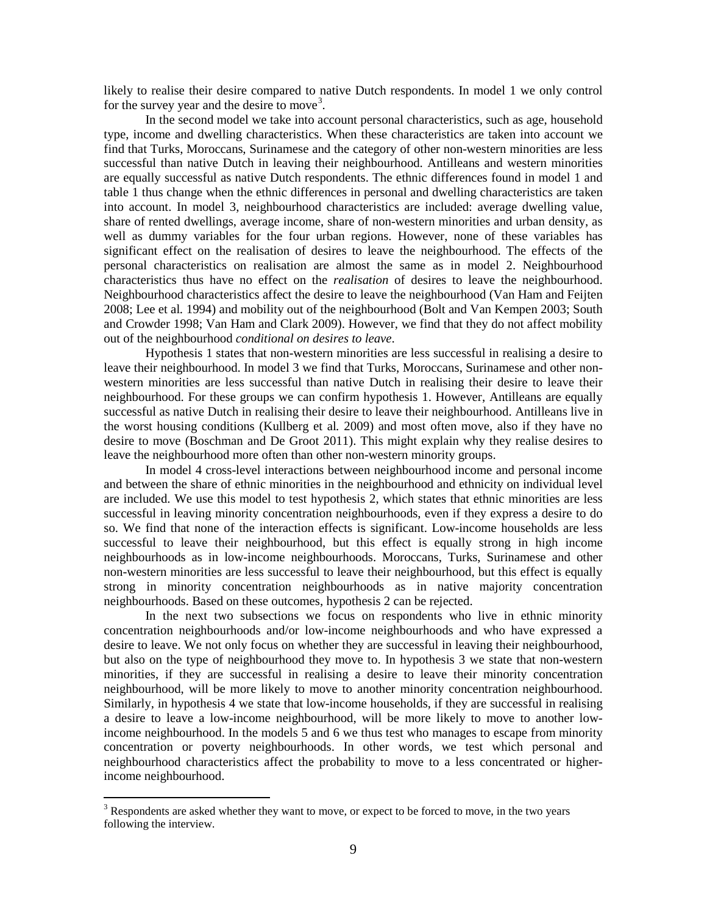likely to realise their desire compared to native Dutch respondents. In model 1 we only control for the survey year and the desire to move[3].

In the second model we take into account personal characteristics, such as age, household type, income and dwelling characteristics. When these characteristics are taken into account we find that Turks, Moroccans, Surinamese and the category of other non-western minorities are less successful than native Dutch in leaving their neighbourhood. Antilleans and western minorities are equally successful as native Dutch respondents. The ethnic differences found in model 1 and table 1 thus change when the ethnic differences in personal and dwelling characteristics are taken into account. In model 3, neighbourhood characteristics are included: average dwelling value, share of rented dwellings, average income, share of non-western minorities and urban density, as well as dummy variables for the four urban regions. However, none of these variables has significant effect on the realisation of desires to leave the neighbourhood. The effects of the personal characteristics on realisation are almost the same as in model 2. Neighbourhood characteristics thus have no effect on the *realisation* of desires to leave the neighbourhood. Neighbourhood characteristics affect the desire to leave the neighbourhood (Van Ham and Feijten 2008; Lee et al*.* 1994) and mobility out of the neighbourhood (Bolt and Van Kempen 2003; South and Crowder 1998; Van Ham and Clark 2009). However, we find that they do not affect mobility out of the neighbourhood *conditional on desires to leave*.

Hypothesis 1 states that non-western minorities are less successful in realising a desire to leave their neighbourhood. In model 3 we find that Turks, Moroccans, Surinamese and other non-western minorities are less successful than native Dutch in realising their desire to leave their neighbourhood. For these groups we can confirm hypothesis 1. However, Antilleans are equally successful as native Dutch in realising their desire to leave their neighbourhood. Antilleans live in the worst housing conditions (Kullberg et al*.* 2009) and most often move, also if they have no desire to move (Boschman and De Groot 2011). This might explain why they realise desires to leave the neighbourhood more often than other non-western minority groups.

In model 4 cross-level interactions between neighbourhood income and personal income and between the share of ethnic minorities in the neighbourhood and ethnicity on individual level are included. We use this model to test hypothesis 2, which states that ethnic minorities are less successful in leaving minority concentration neighbourhoods, even if they express a desire to do so. We find that none of the interaction effects is significant. Low-income households are less successful to leave their neighbourhood, but this effect is equally strong in high income neighbourhoods as in low-income neighbourhoods. Moroccans, Turks, Surinamese and other non-western minorities are less successful to leave their neighbourhood, but this effect is equally strong in minority concentration neighbourhoods as in native majority concentration neighbourhoods. Based on these outcomes, hypothesis 2 can be rejected.

In the next two subsections we focus on respondents who live in ethnic minority concentration neighbourhoods and/or low-income neighbourhoods and who have expressed a desire to leave. We not only focus on whether they are successful in leaving their neighbourhood, but also on the type of neighbourhood they move to. In hypothesis 3 we state that non-western minorities, if they are successful in realising a desire to leave their minority concentration neighbourhood, will be more likely to move to another minority concentration neighbourhood. Similarly, in hypothesis 4 we state that low-income households, if they are successful in realising a desire to leave a low-income neighbourhood, will be more likely to move to another low-income neighbourhood. In the models 5 and 6 we thus test who manages to escape from minority concentration or poverty neighbourhoods. In other words, we test which personal and neighbourhood characteristics affect the probability to move to a less concentrated or higher-income neighbourhood.

[3] Respondents are asked whether they want to move, or expect to be forced to move, in the two years following the interview.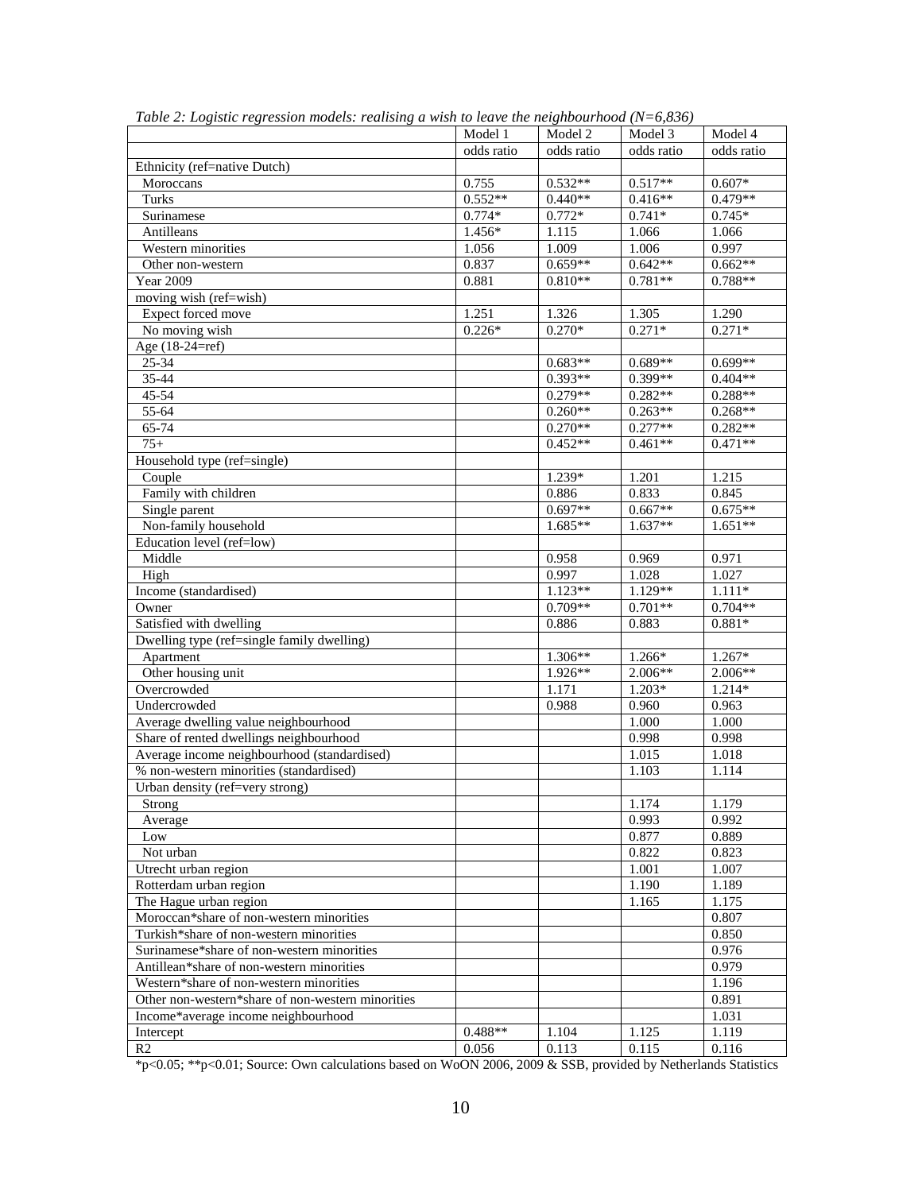*Table 2: Logistic regression models: realising a wish to leave the neighbourhood (N=6,836)*

| | Model 1 | Model 2 | Model 3 | Model 4 |
|---|---|---|---|---|
| | odds ratio | odds ratio | odds ratio | odds ratio |
| Ethnicity (ref=native Dutch) | | | | |
| Moroccans | 0.755 | 0.532** | 0.517** | 0.607* |
| Turks | 0.552** | 0.440** | 0.416** | 0.479** |
| Surinamese | 0.774* | 0.772* | 0.741* | 0.745* |
| Antilleans | 1.456* | 1.115 | 1.066 | 1.066 |
| Western minorities | 1.056 | 1.009 | 1.006 | 0.997 |
| Other non-western | 0.837 | 0.659** | 0.642** | 0.662** |
| Year 2009 | 0.881 | 0.810** | 0.781** | 0.788** |
| moving wish (ref=wish) | | | | |
| Expect forced move | 1.251 | 1.326 | 1.305 | 1.290 |
| No moving wish | 0.226* | 0.270* | 0.271* | 0.271* |
| Age (18-24=ref) | | | | |
| 25-34 | | 0.683** | 0.689** | 0.699** |
| 35-44 | | 0.393** | 0.399** | 0.404** |
| 45-54 | | 0.279** | 0.282** | 0.288** |
| 55-64 | | 0.260** | 0.263** | 0.268** |
| 65-74 | | 0.270** | 0.277** | 0.282** |
| 75+ | | 0.452** | 0.461** | 0.471** |
| Household type (ref=single) | | | | |
| Couple | | 1.239* | 1.201 | 1.215 |
| Family with children | | 0.886 | 0.833 | 0.845 |
| Single parent | | 0.697** | 0.667** | 0.675** |
| Non-family household | | 1.685** | 1.637** | 1.651** |
| Education level (ref=low) | | | | |
| Middle | | 0.958 | 0.969 | 0.971 |
| High | | 0.997 | 1.028 | 1.027 |
| Income (standardised) | | 1.123** | 1.129** | 1.111* |
| Owner | | 0.709** | 0.701** | 0.704** |
| Satisfied with dwelling | | 0.886 | 0.883 | 0.881* |
| Dwelling type (ref=single family dwelling) | | | | |
| Apartment | | 1.306** | 1.266* | 1.267* |
| Other housing unit | | 1.926** | 2.006** | 2.006** |
| Overcrowded | | 1.171 | 1.203* | 1.214* |
| Undercrowded | | 0.988 | 0.960 | 0.963 |
| Average dwelling value neighbourhood | | | 1.000 | 1.000 |
| Share of rented dwellings neighbourhood | | | 0.998 | 0.998 |
| Average income neighbourhood (standardised) | | | 1.015 | 1.018 |
| % non-western minorities (standardised) | | | 1.103 | 1.114 |
| Urban density (ref=very strong) | | | | |
| Strong | | | 1.174 | 1.179 |
| Average | | | 0.993 | 0.992 |
| Low | | | 0.877 | 0.889 |
| Not urban | | | 0.822 | 0.823 |
| Utrecht urban region | | | 1.001 | 1.007 |
| Rotterdam urban region | | | 1.190 | 1.189 |
| The Hague urban region | | | 1.165 | 1.175 |
| Moroccan*share of non-western minorities | | | | 0.807 |
| Turkish*share of non-western minorities | | | | 0.850 |
| Surinamese*share of non-western minorities | | | | 0.976 |
| Antillean*share of non-western minorities | | | | 0.979 |
| Western*share of non-western minorities | | | | 1.196 |
| Other non-western*share of non-western minorities | | | | 0.891 |
| Income*average income neighbourhood | | | | 1.031 |
| Intercept | 0.488** | 1.104 | 1.125 | 1.119 |
| R2 | 0.056 | 0.113 | 0.115 | 0.116 |

*p<0.05; **p<0.01; Source: Own calculations based on WoON 2006, 2009 & SSB, provided by Netherlands Statistics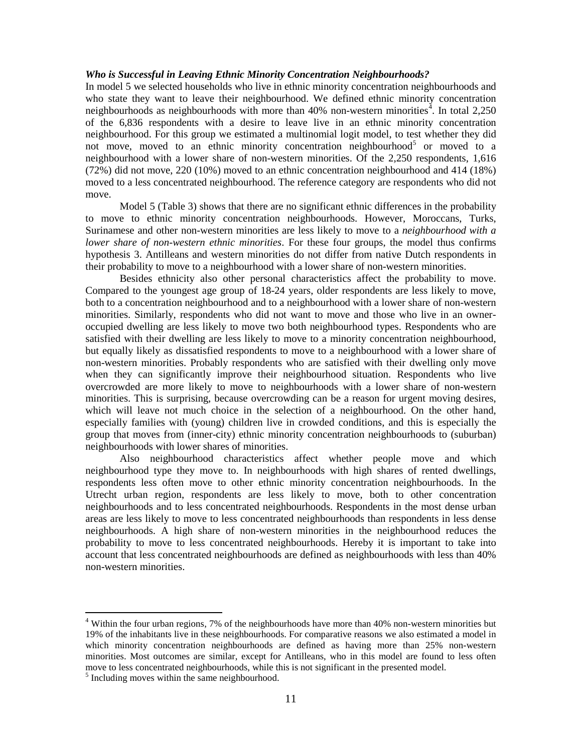***Who is Successful in Leaving Ethnic Minority Concentration Neighbourhoods?***

In model 5 we selected households who live in ethnic minority concentration neighbourhoods and who state they want to leave their neighbourhood. We defined ethnic minority concentration neighbourhoods as neighbourhoods with more than 40% non-western minorities[4]. In total 2,250 of the 6,836 respondents with a desire to leave live in an ethnic minority concentration neighbourhood. For this group we estimated a multinomial logit model, to test whether they did not move, moved to an ethnic minority concentration neighbourhood[5] or moved to a neighbourhood with a lower share of non-western minorities. Of the 2,250 respondents, 1,616 (72%) did not move, 220 (10%) moved to an ethnic concentration neighbourhood and 414 (18%) moved to a less concentrated neighbourhood. The reference category are respondents who did not move.

Model 5 (Table 3) shows that there are no significant ethnic differences in the probability to move to ethnic minority concentration neighbourhoods. However, Moroccans, Turks, Surinamese and other non-western minorities are less likely to move to a *neighbourhood with a lower share of non-western ethnic minorities*. For these four groups, the model thus confirms hypothesis 3. Antilleans and western minorities do not differ from native Dutch respondents in their probability to move to a neighbourhood with a lower share of non-western minorities.

Besides ethnicity also other personal characteristics affect the probability to move. Compared to the youngest age group of 18-24 years, older respondents are less likely to move, both to a concentration neighbourhood and to a neighbourhood with a lower share of non-western minorities. Similarly, respondents who did not want to move and those who live in an owner-occupied dwelling are less likely to move two both neighbourhood types. Respondents who are satisfied with their dwelling are less likely to move to a minority concentration neighbourhood, but equally likely as dissatisfied respondents to move to a neighbourhood with a lower share of non-western minorities. Probably respondents who are satisfied with their dwelling only move when they can significantly improve their neighbourhood situation. Respondents who live overcrowded are more likely to move to neighbourhoods with a lower share of non-western minorities. This is surprising, because overcrowding can be a reason for urgent moving desires, which will leave not much choice in the selection of a neighbourhood. On the other hand, especially families with (young) children live in crowded conditions, and this is especially the group that moves from (inner-city) ethnic minority concentration neighbourhoods to (suburban) neighbourhoods with lower shares of minorities.

Also neighbourhood characteristics affect whether people move and which neighbourhood type they move to. In neighbourhoods with high shares of rented dwellings, respondents less often move to other ethnic minority concentration neighbourhoods. In the Utrecht urban region, respondents are less likely to move, both to other concentration neighbourhoods and to less concentrated neighbourhoods. Respondents in the most dense urban areas are less likely to move to less concentrated neighbourhoods than respondents in less dense neighbourhoods. A high share of non-western minorities in the neighbourhood reduces the probability to move to less concentrated neighbourhoods. Hereby it is important to take into account that less concentrated neighbourhoods are defined as neighbourhoods with less than 40% non-western minorities.

[4] Within the four urban regions, 7% of the neighbourhoods have more than 40% non-western minorities but 19% of the inhabitants live in these neighbourhoods. For comparative reasons we also estimated a model in which minority concentration neighbourhoods are defined as having more than 25% non-western minorities. Most outcomes are similar, except for Antilleans, who in this model are found to less often move to less concentrated neighbourhoods, while this is not significant in the presented model.

[5] Including moves within the same neighbourhood.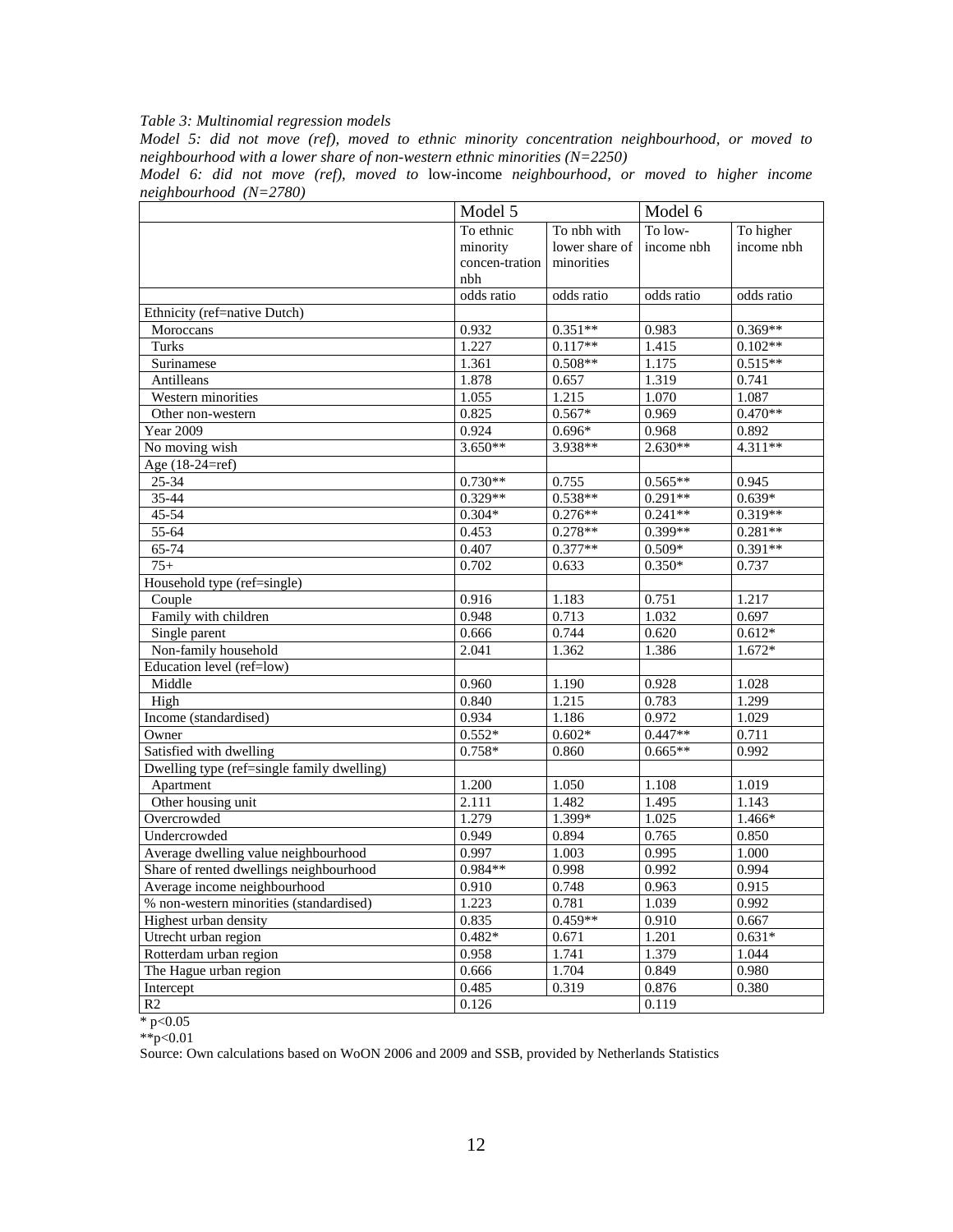*Table 3: Multinomial regression models*

*Model 5: did not move (ref), moved to ethnic minority concentration neighbourhood, or moved to neighbourhood with a lower share of non-western ethnic minorities (N=2250)*

*Model 6: did not move (ref), moved to* low-income *neighbourhood, or moved to higher income neighbourhood (N=2780)*

| | Model 5 | | Model 6 | |
|---|---|---|---|---|
| | To ethnic minority concen-tration nbh | To nbh with lower share of minorities | To low-income nbh | To higher income nbh |
| | odds ratio | odds ratio | odds ratio | odds ratio |
| Ethnicity (ref=native Dutch) | | | | |
| Moroccans | 0.932 | 0.351** | 0.983 | 0.369** |
| Turks | 1.227 | 0.117** | 1.415 | 0.102** |
| Surinamese | 1.361 | 0.508** | 1.175 | 0.515** |
| Antilleans | 1.878 | 0.657 | 1.319 | 0.741 |
| Western minorities | 1.055 | 1.215 | 1.070 | 1.087 |
| Other non-western | 0.825 | 0.567* | 0.969 | 0.470** |
| Year 2009 | 0.924 | 0.696* | 0.968 | 0.892 |
| No moving wish | 3.650** | 3.938** | 2.630** | 4.311** |
| Age (18-24=ref) | | | | |
| 25-34 | 0.730** | 0.755 | 0.565** | 0.945 |
| 35-44 | 0.329** | 0.538** | 0.291** | 0.639* |
| 45-54 | 0.304* | 0.276** | 0.241** | 0.319** |
| 55-64 | 0.453 | 0.278** | 0.399** | 0.281** |
| 65-74 | 0.407 | 0.377** | 0.509* | 0.391** |
| 75+ | 0.702 | 0.633 | 0.350* | 0.737 |
| Household type (ref=single) | | | | |
| Couple | 0.916 | 1.183 | 0.751 | 1.217 |
| Family with children | 0.948 | 0.713 | 1.032 | 0.697 |
| Single parent | 0.666 | 0.744 | 0.620 | 0.612* |
| Non-family household | 2.041 | 1.362 | 1.386 | 1.672* |
| Education level (ref=low) | | | | |
| Middle | 0.960 | 1.190 | 0.928 | 1.028 |
| High | 0.840 | 1.215 | 0.783 | 1.299 |
| Income (standardised) | 0.934 | 1.186 | 0.972 | 1.029 |
| Owner | 0.552* | 0.602* | 0.447** | 0.711 |
| Satisfied with dwelling | 0.758* | 0.860 | 0.665** | 0.992 |
| Dwelling type (ref=single family dwelling) | | | | |
| Apartment | 1.200 | 1.050 | 1.108 | 1.019 |
| Other housing unit | 2.111 | 1.482 | 1.495 | 1.143 |
| Overcrowded | 1.279 | 1.399* | 1.025 | 1.466* |
| Undercrowded | 0.949 | 0.894 | 0.765 | 0.850 |
| Average dwelling value neighbourhood | 0.997 | 1.003 | 0.995 | 1.000 |
| Share of rented dwellings neighbourhood | 0.984** | 0.998 | 0.992 | 0.994 |
| Average income neighbourhood | 0.910 | 0.748 | 0.963 | 0.915 |
| % non-western minorities (standardised) | 1.223 | 0.781 | 1.039 | 0.992 |
| Highest urban density | 0.835 | 0.459** | 0.910 | 0.667 |
| Utrecht urban region | 0.482* | 0.671 | 1.201 | 0.631* |
| Rotterdam urban region | 0.958 | 1.741 | 1.379 | 1.044 |
| The Hague urban region | 0.666 | 1.704 | 0.849 | 0.980 |
| Intercept | 0.485 | 0.319 | 0.876 | 0.380 |
| R2 | 0.126 | | 0.119 | |

\* p<0.05

**p<0.01

Source: Own calculations based on WoON 2006 and 2009 and SSB, provided by Netherlands Statistics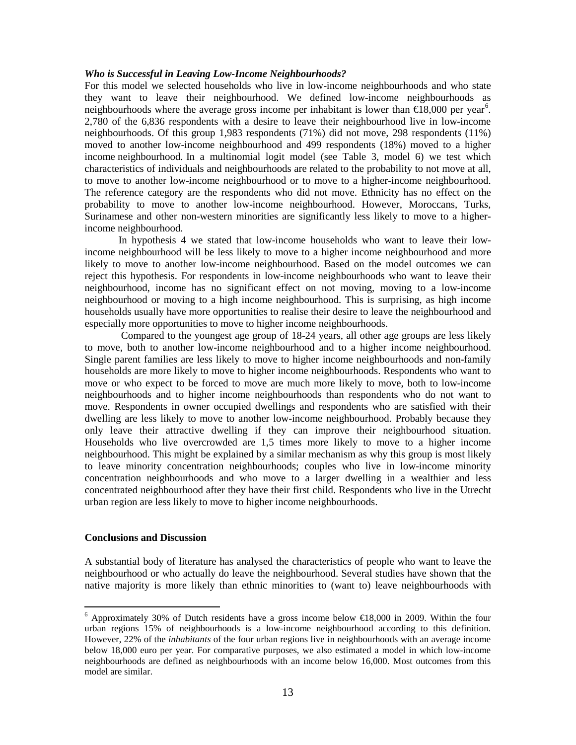### *Who is Successful in Leaving Low-Income Neighbourhoods?*

For this model we selected households who live in low-income neighbourhoods and who state they want to leave their neighbourhood. We defined low-income neighbourhoods as neighbourhoods where the average gross income per inhabitant is lower than €18,000 per year[6]. 2,780 of the 6,836 respondents with a desire to leave their neighbourhood live in low-income neighbourhoods. Of this group 1,983 respondents (71%) did not move, 298 respondents (11%) moved to another low-income neighbourhood and 499 respondents (18%) moved to a higher income neighbourhood. In a multinomial logit model (see Table 3, model 6) we test which characteristics of individuals and neighbourhoods are related to the probability to not move at all, to move to another low-income neighbourhood or to move to a higher-income neighbourhood. The reference category are the respondents who did not move. Ethnicity has no effect on the probability to move to another low-income neighbourhood. However, Moroccans, Turks, Surinamese and other non-western minorities are significantly less likely to move to a higher-income neighbourhood.

In hypothesis 4 we stated that low-income households who want to leave their low-income neighbourhood will be less likely to move to a higher income neighbourhood and more likely to move to another low-income neighbourhood. Based on the model outcomes we can reject this hypothesis. For respondents in low-income neighbourhoods who want to leave their neighbourhood, income has no significant effect on not moving, moving to a low-income neighbourhood or moving to a high income neighbourhood. This is surprising, as high income households usually have more opportunities to realise their desire to leave the neighbourhood and especially more opportunities to move to higher income neighbourhoods.

Compared to the youngest age group of 18-24 years, all other age groups are less likely to move, both to another low-income neighbourhood and to a higher income neighbourhood. Single parent families are less likely to move to higher income neighbourhoods and non-family households are more likely to move to higher income neighbourhoods. Respondents who want to move or who expect to be forced to move are much more likely to move, both to low-income neighbourhoods and to higher income neighbourhoods than respondents who do not want to move. Respondents in owner occupied dwellings and respondents who are satisfied with their dwelling are less likely to move to another low-income neighbourhood. Probably because they only leave their attractive dwelling if they can improve their neighbourhood situation. Households who live overcrowded are 1,5 times more likely to move to a higher income neighbourhood. This might be explained by a similar mechanism as why this group is most likely to leave minority concentration neighbourhoods; couples who live in low-income minority concentration neighbourhoods and who move to a larger dwelling in a wealthier and less concentrated neighbourhood after they have their first child. Respondents who live in the Utrecht urban region are less likely to move to higher income neighbourhoods.

## Conclusions and Discussion

A substantial body of literature has analysed the characteristics of people who want to leave the neighbourhood or who actually do leave the neighbourhood. Several studies have shown that the native majority is more likely than ethnic minorities to (want to) leave neighbourhoods with

---

[6] Approximately 30% of Dutch residents have a gross income below €18,000 in 2009. Within the four urban regions 15% of neighbourhoods is a low-income neighbourhood according to this definition. However, 22% of the *inhabitants* of the four urban regions live in neighbourhoods with an average income below 18,000 euro per year. For comparative purposes, we also estimated a model in which low-income neighbourhoods are defined as neighbourhoods with an income below 16,000. Most outcomes from this model are similar.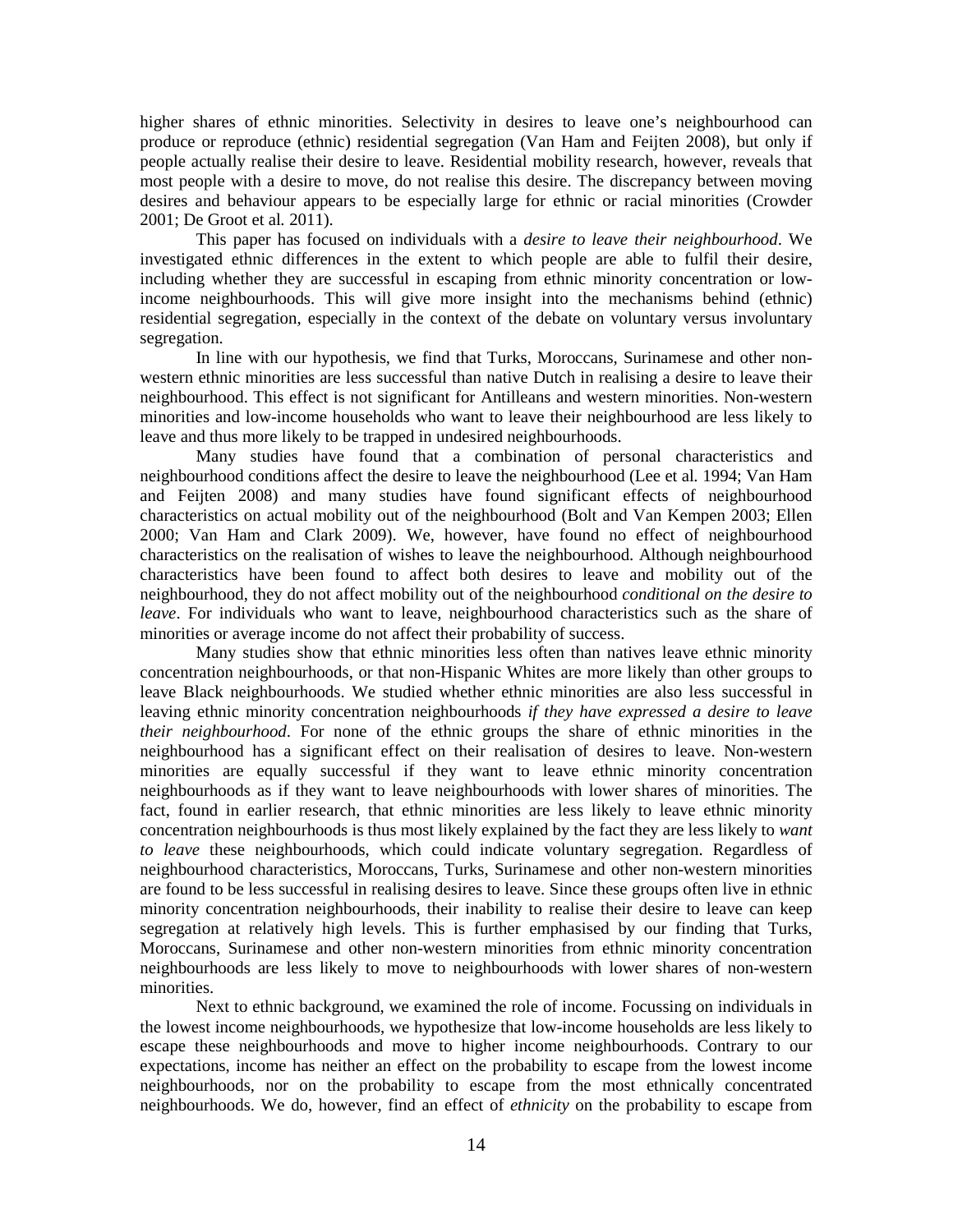higher shares of ethnic minorities. Selectivity in desires to leave one's neighbourhood can produce or reproduce (ethnic) residential segregation (Van Ham and Feijten 2008), but only if people actually realise their desire to leave. Residential mobility research, however, reveals that most people with a desire to move, do not realise this desire. The discrepancy between moving desires and behaviour appears to be especially large for ethnic or racial minorities (Crowder 2001; De Groot et al. 2011).

This paper has focused on individuals with a *desire to leave their neighbourhood*. We investigated ethnic differences in the extent to which people are able to fulfil their desire, including whether they are successful in escaping from ethnic minority concentration or low-income neighbourhoods. This will give more insight into the mechanisms behind (ethnic) residential segregation, especially in the context of the debate on voluntary versus involuntary segregation.

In line with our hypothesis, we find that Turks, Moroccans, Surinamese and other non-western ethnic minorities are less successful than native Dutch in realising a desire to leave their neighbourhood. This effect is not significant for Antilleans and western minorities. Non-western minorities and low-income households who want to leave their neighbourhood are less likely to leave and thus more likely to be trapped in undesired neighbourhoods.

Many studies have found that a combination of personal characteristics and neighbourhood conditions affect the desire to leave the neighbourhood (Lee et al. 1994; Van Ham and Feijten 2008) and many studies have found significant effects of neighbourhood characteristics on actual mobility out of the neighbourhood (Bolt and Van Kempen 2003; Ellen 2000; Van Ham and Clark 2009). We, however, have found no effect of neighbourhood characteristics on the realisation of wishes to leave the neighbourhood. Although neighbourhood characteristics have been found to affect both desires to leave and mobility out of the neighbourhood, they do not affect mobility out of the neighbourhood *conditional on the desire to leave*. For individuals who want to leave, neighbourhood characteristics such as the share of minorities or average income do not affect their probability of success.

Many studies show that ethnic minorities less often than natives leave ethnic minority concentration neighbourhoods, or that non-Hispanic Whites are more likely than other groups to leave Black neighbourhoods. We studied whether ethnic minorities are also less successful in leaving ethnic minority concentration neighbourhoods *if they have expressed a desire to leave their neighbourhood*. For none of the ethnic groups the share of ethnic minorities in the neighbourhood has a significant effect on their realisation of desires to leave. Non-western minorities are equally successful if they want to leave ethnic minority concentration neighbourhoods as if they want to leave neighbourhoods with lower shares of minorities. The fact, found in earlier research, that ethnic minorities are less likely to leave ethnic minority concentration neighbourhoods is thus most likely explained by the fact they are less likely to *want to leave* these neighbourhoods, which could indicate voluntary segregation. Regardless of neighbourhood characteristics, Moroccans, Turks, Surinamese and other non-western minorities are found to be less successful in realising desires to leave. Since these groups often live in ethnic minority concentration neighbourhoods, their inability to realise their desire to leave can keep segregation at relatively high levels. This is further emphasised by our finding that Turks, Moroccans, Surinamese and other non-western minorities from ethnic minority concentration neighbourhoods are less likely to move to neighbourhoods with lower shares of non-western minorities.

Next to ethnic background, we examined the role of income. Focussing on individuals in the lowest income neighbourhoods, we hypothesize that low-income households are less likely to escape these neighbourhoods and move to higher income neighbourhoods. Contrary to our expectations, income has neither an effect on the probability to escape from the lowest income neighbourhoods, nor on the probability to escape from the most ethnically concentrated neighbourhoods. We do, however, find an effect of *ethnicity* on the probability to escape from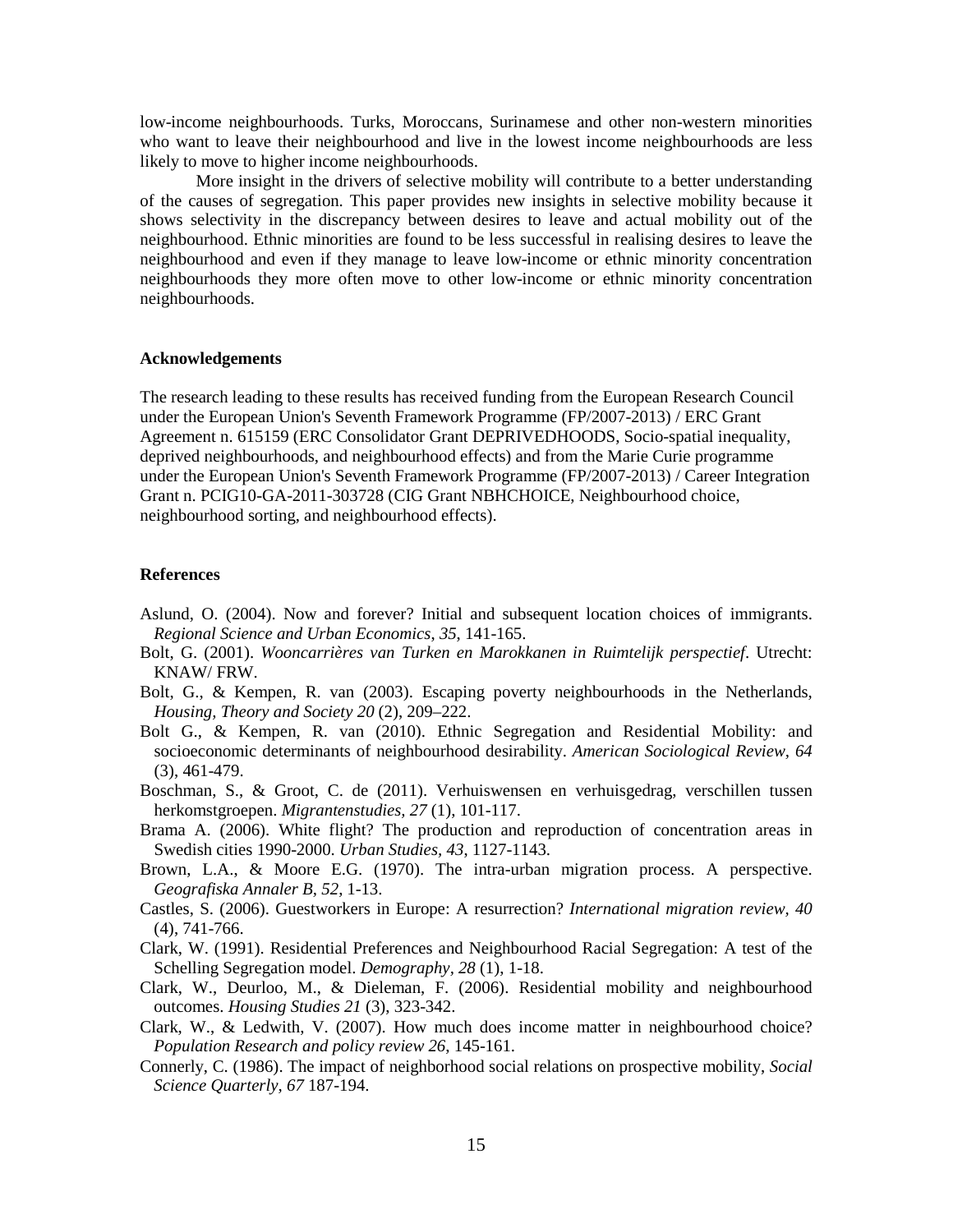low-income neighbourhoods. Turks, Moroccans, Surinamese and other non-western minorities who want to leave their neighbourhood and live in the lowest income neighbourhoods are less likely to move to higher income neighbourhoods.

More insight in the drivers of selective mobility will contribute to a better understanding of the causes of segregation. This paper provides new insights in selective mobility because it shows selectivity in the discrepancy between desires to leave and actual mobility out of the neighbourhood. Ethnic minorities are found to be less successful in realising desires to leave the neighbourhood and even if they manage to leave low-income or ethnic minority concentration neighbourhoods they more often move to other low-income or ethnic minority concentration neighbourhoods.

### Acknowledgements

The research leading to these results has received funding from the European Research Council under the European Union's Seventh Framework Programme (FP/2007-2013) / ERC Grant Agreement n. 615159 (ERC Consolidator Grant DEPRIVEDHOODS, Socio-spatial inequality, deprived neighbourhoods, and neighbourhood effects) and from the Marie Curie programme under the European Union's Seventh Framework Programme (FP/2007-2013) / Career Integration Grant n. PCIG10-GA-2011-303728 (CIG Grant NBHCHOICE, Neighbourhood choice, neighbourhood sorting, and neighbourhood effects).

### References

Aslund, O. (2004). Now and forever? Initial and subsequent location choices of immigrants. *Regional Science and Urban Economics*, *35*, 141-165.

Bolt, G. (2001). *Wooncarrières van Turken en Marokkanen in Ruimtelijk perspectief*. Utrecht: KNAW/ FRW.

Bolt, G., & Kempen, R. van (2003). Escaping poverty neighbourhoods in the Netherlands, *Housing, Theory and Society 20* (2), 209–222.

Bolt G., & Kempen, R. van (2010). Ethnic Segregation and Residential Mobility: and socioeconomic determinants of neighbourhood desirability. *American Sociological Review, 64* (3), 461-479.

Boschman, S., & Groot, C. de (2011). Verhuiswensen en verhuisgedrag, verschillen tussen herkomstgroepen. *Migrantenstudies, 27* (1), 101-117.

Brama A. (2006). White flight? The production and reproduction of concentration areas in Swedish cities 1990-2000. *Urban Studies, 43*, 1127-1143.

Brown, L.A., & Moore E.G. (1970). The intra-urban migration process. A perspective. *Geografiska Annaler B, 52*, 1-13.

Castles, S. (2006). Guestworkers in Europe: A resurrection? *International migration review, 40* (4), 741-766.

Clark, W. (1991). Residential Preferences and Neighbourhood Racial Segregation: A test of the Schelling Segregation model. *Demography, 28* (1), 1-18.

Clark, W., Deurloo, M., & Dieleman, F. (2006). Residential mobility and neighbourhood outcomes. *Housing Studies 21* (3), 323-342.

Clark, W., & Ledwith, V. (2007). How much does income matter in neighbourhood choice? *Population Research and policy review 26*, 145-161.

Connerly, C. (1986). The impact of neighborhood social relations on prospective mobility, *Social Science Quarterly, 67* 187-194.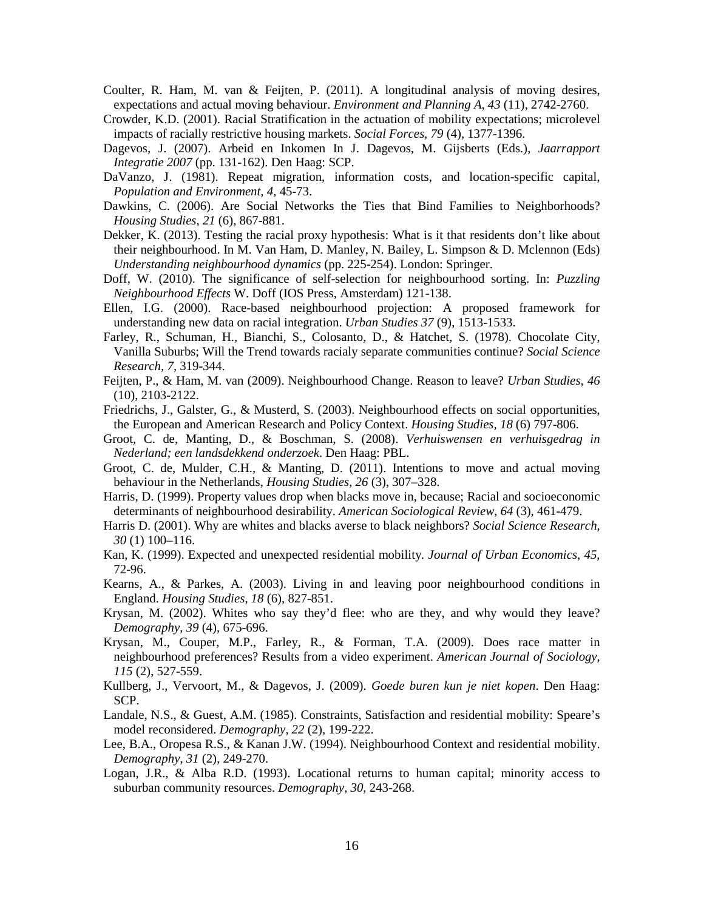Coulter, R. Ham, M. van & Feijten, P. (2011). A longitudinal analysis of moving desires, expectations and actual moving behaviour. *Environment and Planning A*, *43* (11), 2742-2760.

Crowder, K.D. (2001). Racial Stratification in the actuation of mobility expectations; microlevel impacts of racially restrictive housing markets. *Social Forces*, *79* (4), 1377-1396.

Dagevos, J. (2007). Arbeid en Inkomen In J. Dagevos, M. Gijsberts (Eds.), *Jaarrapport Integratie 2007* (pp. 131-162). Den Haag: SCP.

DaVanzo, J. (1981). Repeat migration, information costs, and location-specific capital, *Population and Environment*, *4*, 45-73.

Dawkins, C. (2006). Are Social Networks the Ties that Bind Families to Neighborhoods? *Housing Studies, 21* (6), 867-881.

Dekker, K. (2013). Testing the racial proxy hypothesis: What is it that residents don't like about their neighbourhood. In M. Van Ham, D. Manley, N. Bailey, L. Simpson & D. Mclennon (Eds) *Understanding neighbourhood dynamics* (pp. 225-254). London: Springer.

Doff, W. (2010). The significance of self-selection for neighbourhood sorting. In: *Puzzling Neighbourhood Effects* W. Doff (IOS Press, Amsterdam) 121-138.

Ellen, I.G. (2000). Race-based neighbourhood projection: A proposed framework for understanding new data on racial integration. *Urban Studies 37* (9), 1513-1533.

Farley, R., Schuman, H., Bianchi, S., Colosanto, D., & Hatchet, S. (1978). Chocolate City, Vanilla Suburbs; Will the Trend towards racialy separate communities continue? *Social Science Research, 7*, 319-344.

Feijten, P., & Ham, M. van (2009). Neighbourhood Change. Reason to leave? *Urban Studies*, *46* (10), 2103-2122.

Friedrichs, J., Galster, G., & Musterd, S. (2003). Neighbourhood effects on social opportunities, the European and American Research and Policy Context. *Housing Studies, 18* (6) 797-806.

Groot, C. de, Manting, D., & Boschman, S. (2008). *Verhuiswensen en verhuisgedrag in Nederland; een landsdekkend onderzoek*. Den Haag: PBL.

Groot, C. de, Mulder, C.H., & Manting, D. (2011). Intentions to move and actual moving behaviour in the Netherlands, *Housing Studies, 26* (3), 307–328.

Harris, D. (1999). Property values drop when blacks move in, because; Racial and socioeconomic determinants of neighbourhood desirability. *American Sociological Review, 64* (3), 461-479.

Harris D. (2001). Why are whites and blacks averse to black neighbors? *Social Science Research, 30* (1) 100–116.

Kan, K. (1999). Expected and unexpected residential mobility. *Journal of Urban Economics*, *45*, 72-96.

Kearns, A., & Parkes, A. (2003). Living in and leaving poor neighbourhood conditions in England. *Housing Studies*, *18* (6), 827-851.

Krysan, M. (2002). Whites who say they'd flee: who are they, and why would they leave? *Demography, 39* (4), 675-696.

Krysan, M., Couper, M.P., Farley, R., & Forman, T.A. (2009). Does race matter in neighbourhood preferences? Results from a video experiment. *American Journal of Sociology*, *115* (2), 527-559.

Kullberg, J., Vervoort, M., & Dagevos, J. (2009). *Goede buren kun je niet kopen*. Den Haag: SCP.

Landale, N.S., & Guest, A.M. (1985). Constraints, Satisfaction and residential mobility: Speare's model reconsidered. *Demography, 22* (2), 199-222.

Lee, B.A., Oropesa R.S., & Kanan J.W. (1994). Neighbourhood Context and residential mobility. *Demography*, *31* (2), 249-270.

Logan, J.R., & Alba R.D. (1993). Locational returns to human capital; minority access to suburban community resources. *Demography, 30*, 243-268.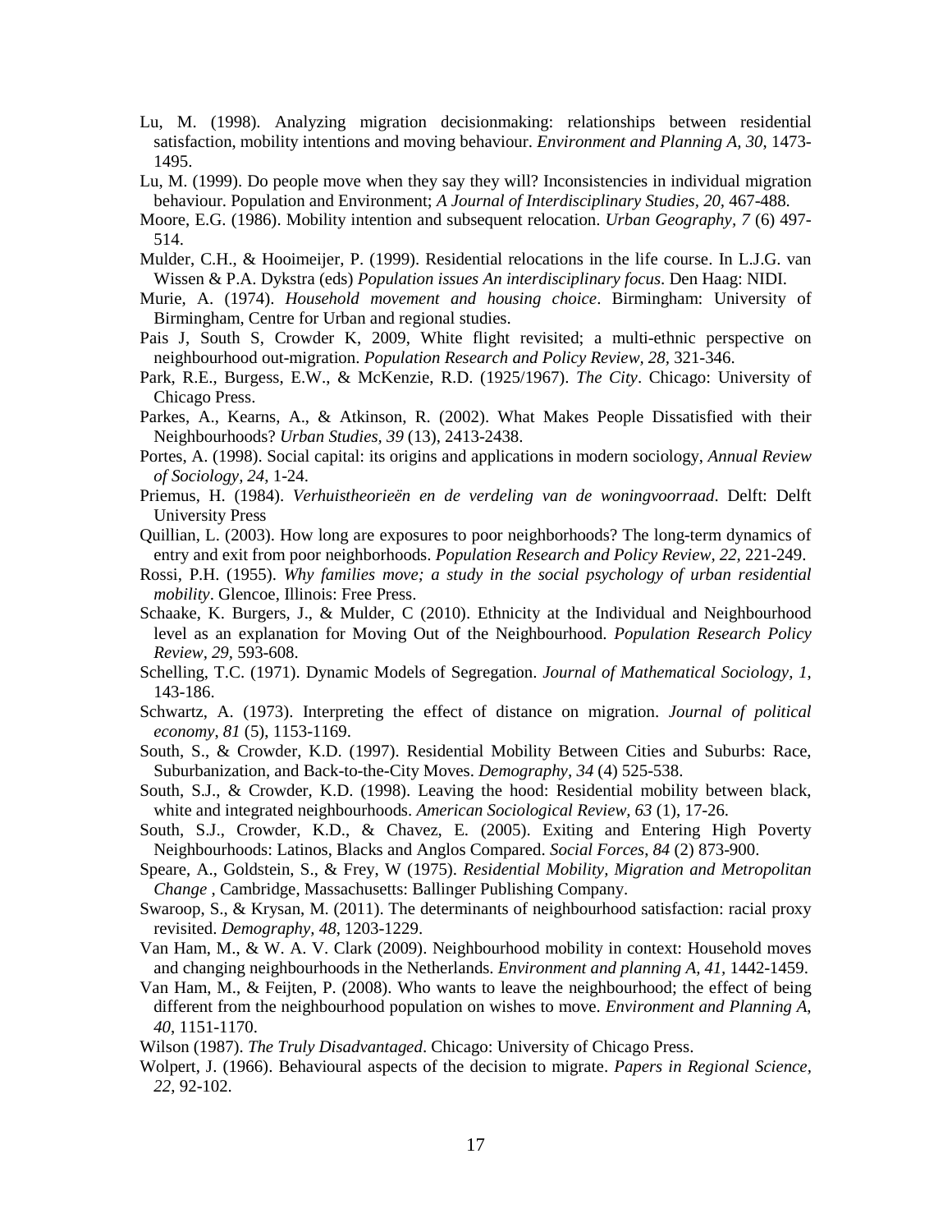Lu, M. (1998). Analyzing migration decisionmaking: relationships between residential satisfaction, mobility intentions and moving behaviour. *Environment and Planning A, 30*, 1473-1495.

Lu, M. (1999). Do people move when they say they will? Inconsistencies in individual migration behaviour. Population and Environment; *A Journal of Interdisciplinary Studies, 20*, 467-488.

Moore, E.G. (1986). Mobility intention and subsequent relocation. *Urban Geography, 7* (6) 497-514.

Mulder, C.H., & Hooimeijer, P. (1999). Residential relocations in the life course. In L.J.G. van Wissen & P.A. Dykstra (eds) *Population issues An interdisciplinary focus*. Den Haag: NIDI.

Murie, A. (1974). *Household movement and housing choice*. Birmingham: University of Birmingham, Centre for Urban and regional studies.

Pais J, South S, Crowder K, 2009, White flight revisited; a multi-ethnic perspective on neighbourhood out-migration. *Population Research and Policy Review, 28*, 321-346.

Park, R.E., Burgess, E.W., & McKenzie, R.D. (1925/1967). *The City*. Chicago: University of Chicago Press.

Parkes, A., Kearns, A., & Atkinson, R. (2002). What Makes People Dissatisfied with their Neighbourhoods? *Urban Studies, 39* (13), 2413-2438.

Portes, A. (1998). Social capital: its origins and applications in modern sociology, *Annual Review of Sociology, 24*, 1-24.

Priemus, H. (1984). *Verhuistheorieën en de verdeling van de woningvoorraad*. Delft: Delft University Press

Quillian, L. (2003). How long are exposures to poor neighborhoods? The long-term dynamics of entry and exit from poor neighborhoods. *Population Research and Policy Review, 22*, 221-249.

Rossi, P.H. (1955). *Why families move; a study in the social psychology of urban residential mobility*. Glencoe, Illinois: Free Press.

Schaake, K. Burgers, J., & Mulder, C (2010). Ethnicity at the Individual and Neighbourhood level as an explanation for Moving Out of the Neighbourhood. *Population Research Policy Review, 29*, 593-608.

Schelling, T.C. (1971). Dynamic Models of Segregation. *Journal of Mathematical Sociology, 1*, 143-186.

Schwartz, A. (1973). Interpreting the effect of distance on migration. *Journal of political economy, 81* (5), 1153-1169.

South, S., & Crowder, K.D. (1997). Residential Mobility Between Cities and Suburbs: Race, Suburbanization, and Back-to-the-City Moves. *Demography, 34* (4) 525-538.

South, S.J., & Crowder, K.D. (1998). Leaving the hood: Residential mobility between black, white and integrated neighbourhoods. *American Sociological Review, 63* (1), 17-26.

South, S.J., Crowder, K.D., & Chavez, E. (2005). Exiting and Entering High Poverty Neighbourhoods: Latinos, Blacks and Anglos Compared. *Social Forces, 84* (2) 873-900.

Speare, A., Goldstein, S., & Frey, W (1975). *Residential Mobility, Migration and Metropolitan Change* , Cambridge, Massachusetts: Ballinger Publishing Company.

Swaroop, S., & Krysan, M. (2011). The determinants of neighbourhood satisfaction: racial proxy revisited. *Demography, 48*, 1203-1229.

Van Ham, M., & W. A. V. Clark (2009). Neighbourhood mobility in context: Household moves and changing neighbourhoods in the Netherlands. *Environment and planning A, 41*, 1442-1459.

Van Ham, M., & Feijten, P. (2008). Who wants to leave the neighbourhood; the effect of being different from the neighbourhood population on wishes to move. *Environment and Planning A, 40*, 1151-1170.

Wilson (1987). *The Truly Disadvantaged*. Chicago: University of Chicago Press.

Wolpert, J. (1966). Behavioural aspects of the decision to migrate. *Papers in Regional Science, 22*, 92-102.